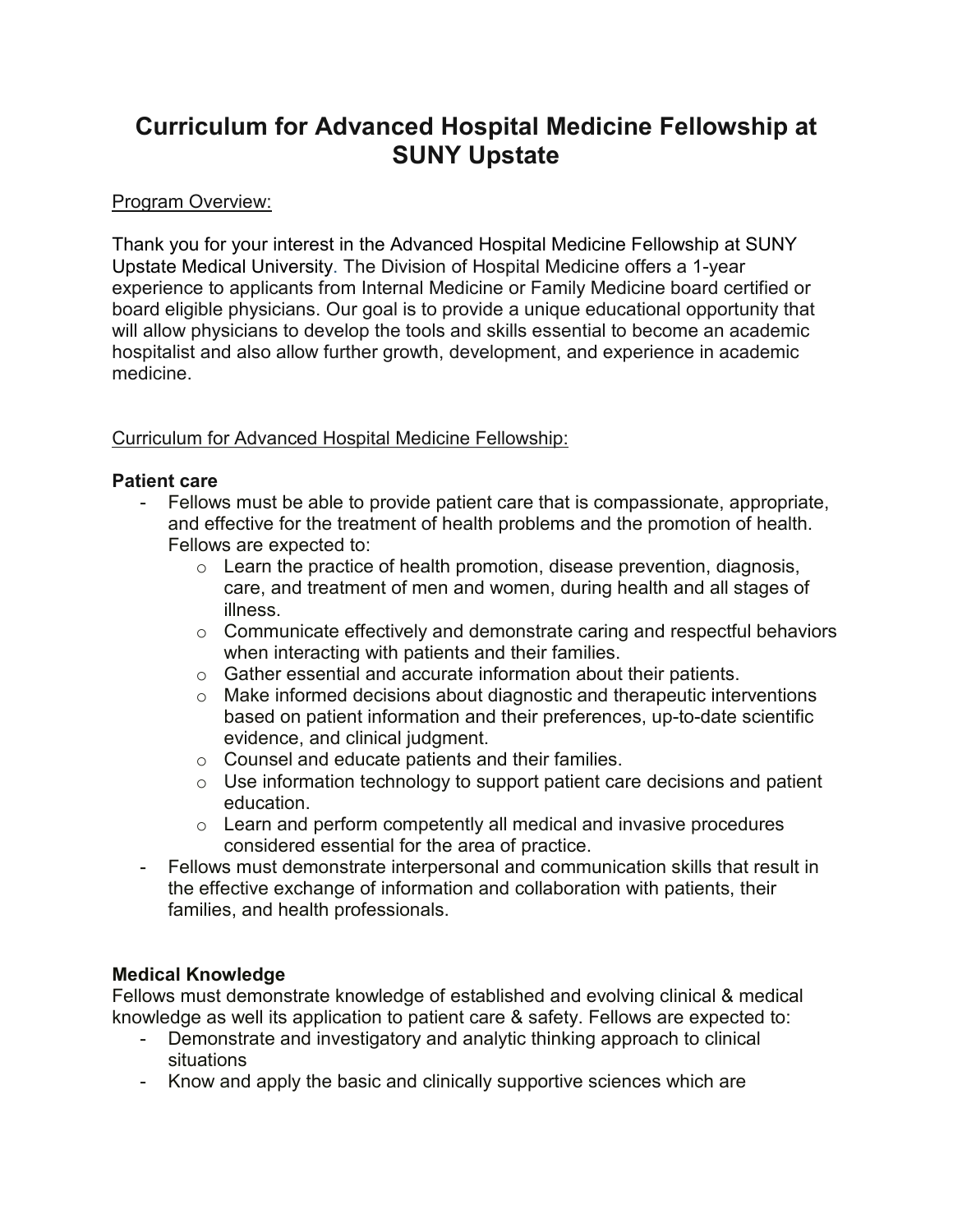# Curriculum for Advanced Hospital Medicine Fellowship at SUNY Upstate

<u>Program Overview:</u>

Thank you for your interest in the Advanced Hospital Medicine Fellowship at SUNY Upstate Medical University. The Division of Hospital Medicine offers a 1-year experience to applicants from Internal Medicine or Family Medicine board certified or board eligible physicians. Our goal is to provide a unique educational opportunity that will allow physicians to develop the tools and skills essential to become an academic hospitalist and also allow further growth, development, and experience in academic medicine.

<u>Curriculum for Advanced Hospital Medicine Fellowship:</u>

**Patient care**

- Fellows must be able to provide patient care that is compassionate, appropriate, and effective for the treatment of health problems and the promotion of health. Fellows are expected to:
  - Learn the practice of health promotion, disease prevention, diagnosis, care, and treatment of men and women, during health and all stages of illness.
  - Communicate effectively and demonstrate caring and respectful behaviors when interacting with patients and their families.
  - Gather essential and accurate information about their patients.
  - Make informed decisions about diagnostic and therapeutic interventions based on patient information and their preferences, up-to-date scientific evidence, and clinical judgment.
  - Counsel and educate patients and their families.
  - Use information technology to support patient care decisions and patient education.
  - Learn and perform competently all medical and invasive procedures considered essential for the area of practice.
- Fellows must demonstrate interpersonal and communication skills that result in the effective exchange of information and collaboration with patients, their families, and health professionals.

**Medical Knowledge**

Fellows must demonstrate knowledge of established and evolving clinical & medical knowledge as well its application to patient care & safety. Fellows are expected to:

- Demonstrate and investigatory and analytic thinking approach to clinical situations
- Know and apply the basic and clinically supportive sciences which are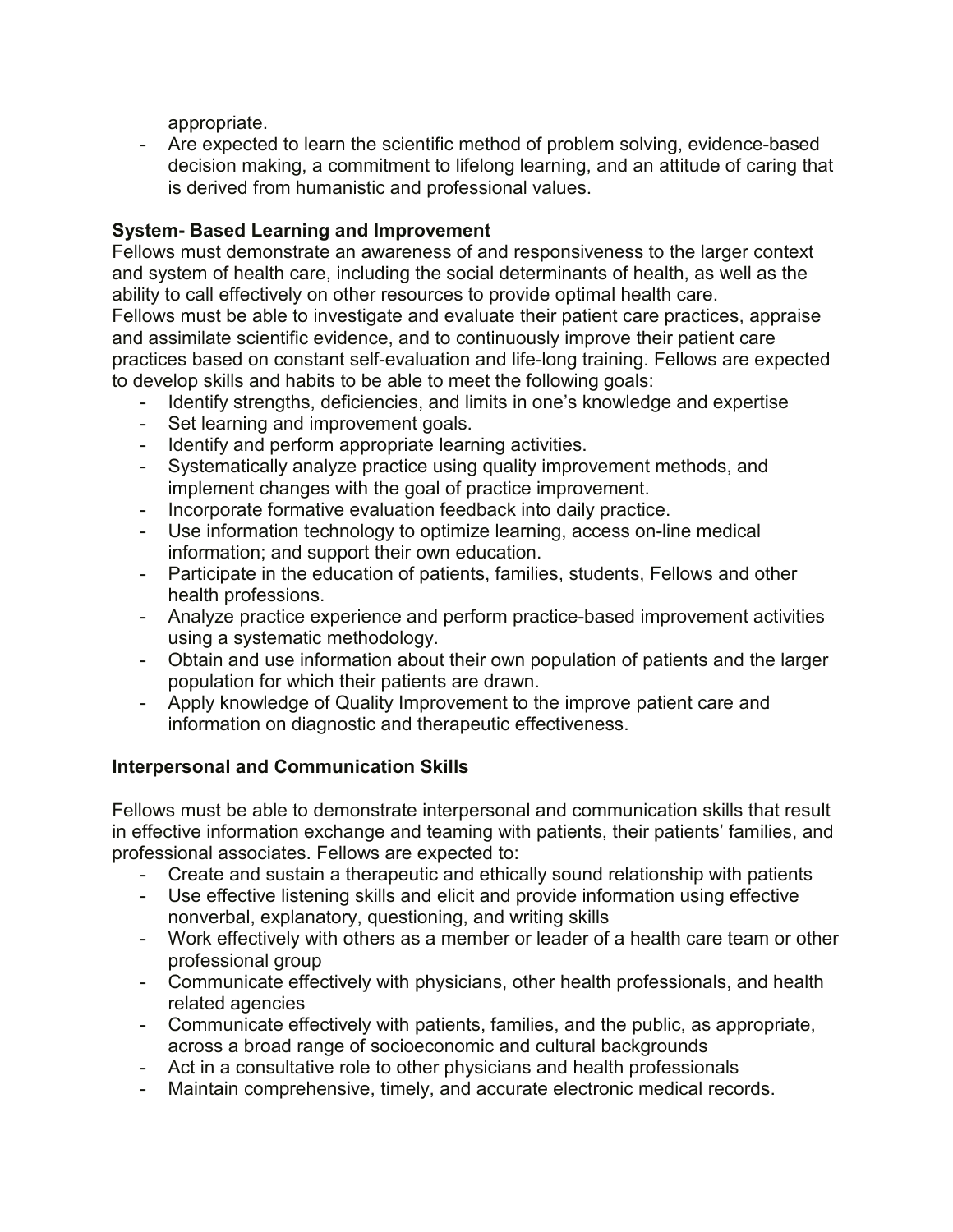appropriate.

- Are expected to learn the scientific method of problem solving, evidence-based decision making, a commitment to lifelong learning, and an attitude of caring that is derived from humanistic and professional values.

**System- Based Learning and Improvement**

Fellows must demonstrate an awareness of and responsiveness to the larger context and system of health care, including the social determinants of health, as well as the ability to call effectively on other resources to provide optimal health care.

Fellows must be able to investigate and evaluate their patient care practices, appraise and assimilate scientific evidence, and to continuously improve their patient care practices based on constant self-evaluation and life-long training. Fellows are expected to develop skills and habits to be able to meet the following goals:

- Identify strengths, deficiencies, and limits in one's knowledge and expertise
- Set learning and improvement goals.
- Identify and perform appropriate learning activities.
- Systematically analyze practice using quality improvement methods, and implement changes with the goal of practice improvement.
- Incorporate formative evaluation feedback into daily practice.
- Use information technology to optimize learning, access on-line medical information; and support their own education.
- Participate in the education of patients, families, students, Fellows and other health professions.
- Analyze practice experience and perform practice-based improvement activities using a systematic methodology.
- Obtain and use information about their own population of patients and the larger population for which their patients are drawn.
- Apply knowledge of Quality Improvement to the improve patient care and information on diagnostic and therapeutic effectiveness.

**Interpersonal and Communication Skills**

Fellows must be able to demonstrate interpersonal and communication skills that result in effective information exchange and teaming with patients, their patients' families, and professional associates. Fellows are expected to:

- Create and sustain a therapeutic and ethically sound relationship with patients
- Use effective listening skills and elicit and provide information using effective nonverbal, explanatory, questioning, and writing skills
- Work effectively with others as a member or leader of a health care team or other professional group
- Communicate effectively with physicians, other health professionals, and health related agencies
- Communicate effectively with patients, families, and the public, as appropriate, across a broad range of socioeconomic and cultural backgrounds
- Act in a consultative role to other physicians and health professionals
- Maintain comprehensive, timely, and accurate electronic medical records.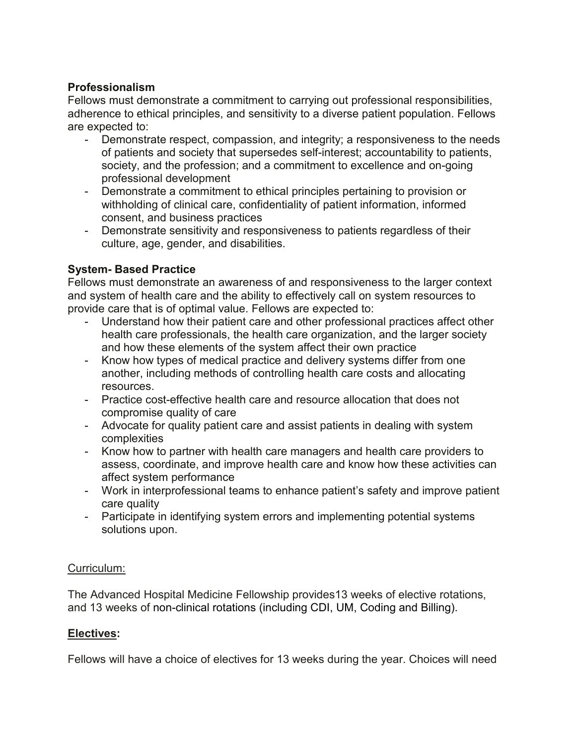**Professionalism**

Fellows must demonstrate a commitment to carrying out professional responsibilities, adherence to ethical principles, and sensitivity to a diverse patient population. Fellows are expected to:

- Demonstrate respect, compassion, and integrity; a responsiveness to the needs of patients and society that supersedes self-interest; accountability to patients, society, and the profession; and a commitment to excellence and on-going professional development
- Demonstrate a commitment to ethical principles pertaining to provision or withholding of clinical care, confidentiality of patient information, informed consent, and business practices
- Demonstrate sensitivity and responsiveness to patients regardless of their culture, age, gender, and disabilities.

**System- Based Practice**

Fellows must demonstrate an awareness of and responsiveness to the larger context and system of health care and the ability to effectively call on system resources to provide care that is of optimal value. Fellows are expected to:

- Understand how their patient care and other professional practices affect other health care professionals, the health care organization, and the larger society and how these elements of the system affect their own practice
- Know how types of medical practice and delivery systems differ from one another, including methods of controlling health care costs and allocating resources.
- Practice cost-effective health care and resource allocation that does not compromise quality of care
- Advocate for quality patient care and assist patients in dealing with system complexities
- Know how to partner with health care managers and health care providers to assess, coordinate, and improve health care and know how these activities can affect system performance
- Work in interprofessional teams to enhance patient's safety and improve patient care quality
- Participate in identifying system errors and implementing potential systems solutions upon.

Curriculum:

The Advanced Hospital Medicine Fellowship provides13 weeks of elective rotations, and 13 weeks of non-clinical rotations (including CDI, UM, Coding and Billing).

**Electives:**

Fellows will have a choice of electives for 13 weeks during the year. Choices will need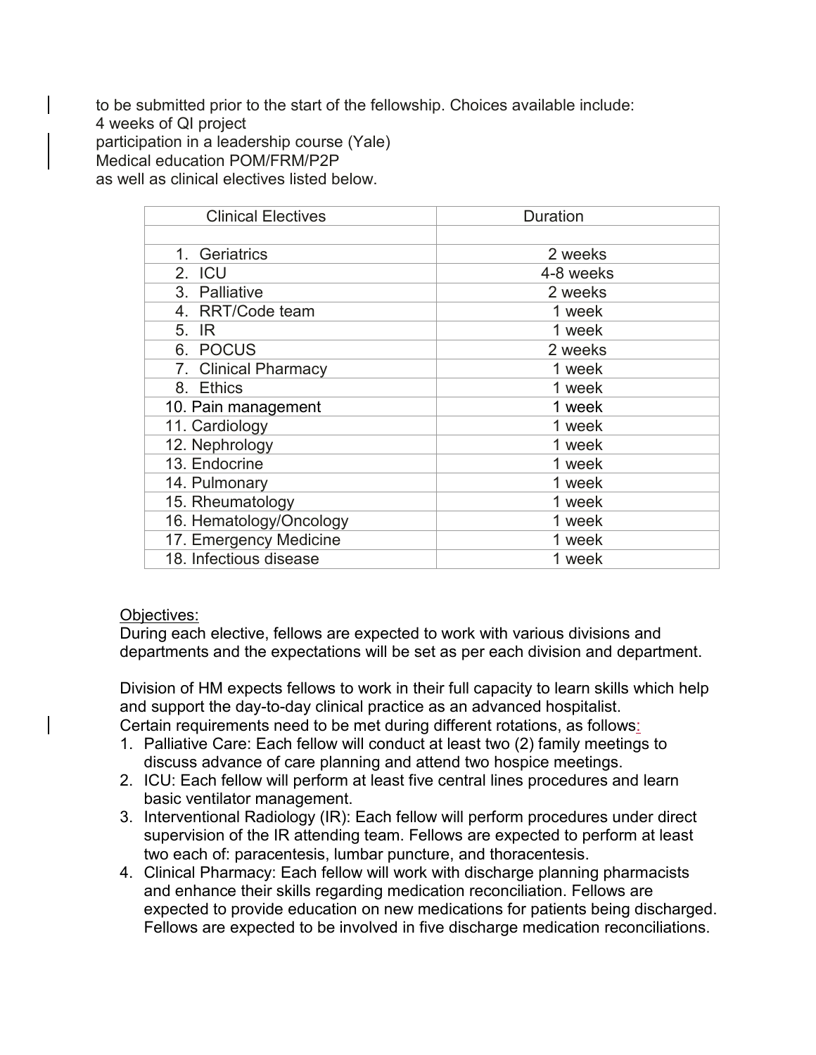to be submitted prior to the start of the fellowship. Choices available include:
4 weeks of QI project
participation in a leadership course (Yale)
Medical education POM/FRM/P2P
as well as clinical electives listed below.

| Clinical Electives | Duration |
|---|---|
| | |
| 1. Geriatrics | 2 weeks |
| 2. ICU | 4-8 weeks |
| 3. Palliative | 2 weeks |
| 4. RRT/Code team | 1 week |
| 5. IR | 1 week |
| 6. POCUS | 2 weeks |
| 7. Clinical Pharmacy | 1 week |
| 8. Ethics | 1 week |
| 10. Pain management | 1 week |
| 11. Cardiology | 1 week |
| 12. Nephrology | 1 week |
| 13. Endocrine | 1 week |
| 14. Pulmonary | 1 week |
| 15. Rheumatology | 1 week |
| 16. Hematology/Oncology | 1 week |
| 17. Emergency Medicine | 1 week |
| 18. Infectious disease | 1 week |

Objectives:
During each elective, fellows are expected to work with various divisions and departments and the expectations will be set as per each division and department.

Division of HM expects fellows to work in their full capacity to learn skills which help and support the day-to-day clinical practice as an advanced hospitalist.
Certain requirements need to be met during different rotations, as follows:

1. Palliative Care: Each fellow will conduct at least two (2) family meetings to discuss advance of care planning and attend two hospice meetings.
2. ICU: Each fellow will perform at least five central lines procedures and learn basic ventilator management.
3. Interventional Radiology (IR): Each fellow will perform procedures under direct supervision of the IR attending team. Fellows are expected to perform at least two each of: paracentesis, lumbar puncture, and thoracentesis.
4. Clinical Pharmacy: Each fellow will work with discharge planning pharmacists and enhance their skills regarding medication reconciliation. Fellows are expected to provide education on new medications for patients being discharged. Fellows are expected to be involved in five discharge medication reconciliations.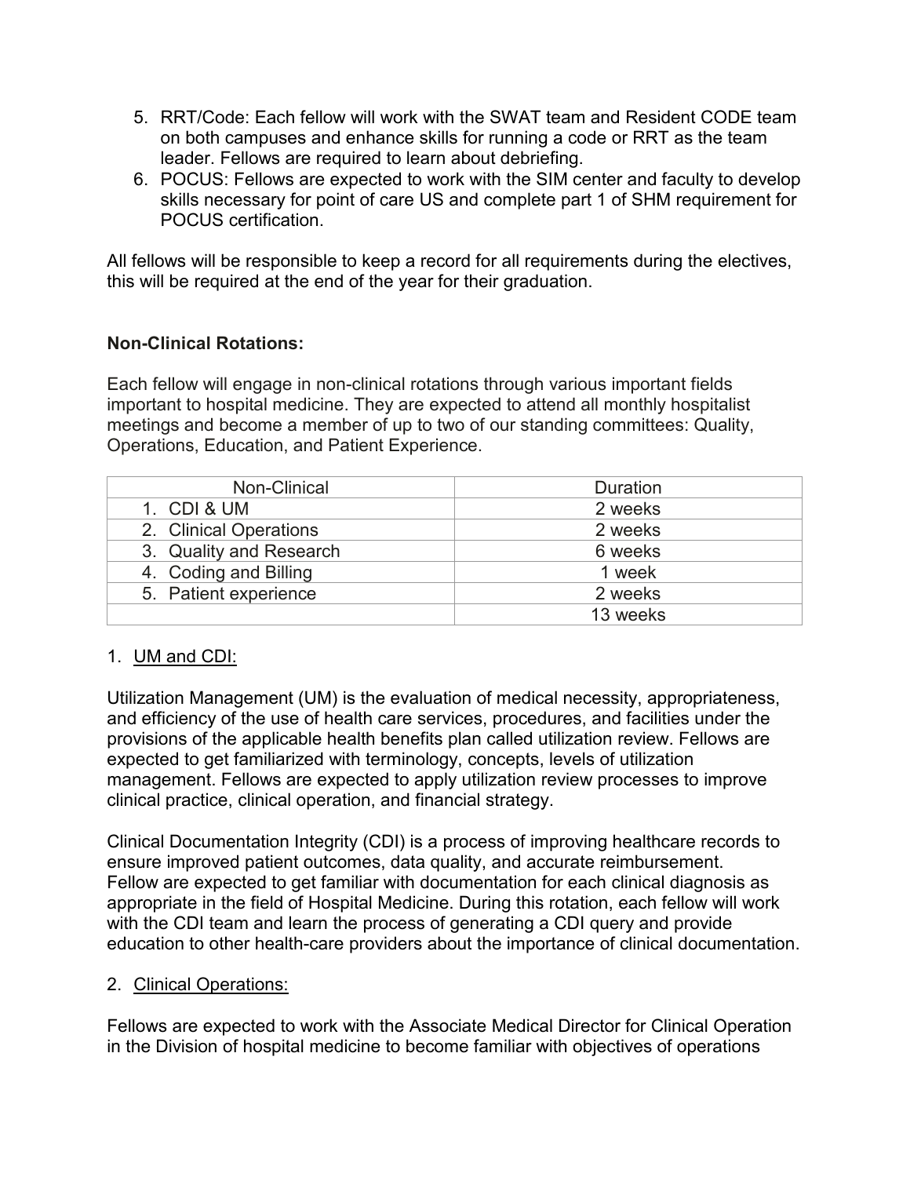5. RRT/Code: Each fellow will work with the SWAT team and Resident CODE team on both campuses and enhance skills for running a code or RRT as the team leader. Fellows are required to learn about debriefing.
6. POCUS: Fellows are expected to work with the SIM center and faculty to develop skills necessary for point of care US and complete part 1 of SHM requirement for POCUS certification.

All fellows will be responsible to keep a record for all requirements during the electives, this will be required at the end of the year for their graduation.

**Non-Clinical Rotations:**

Each fellow will engage in non-clinical rotations through various important fields important to hospital medicine. They are expected to attend all monthly hospitalist meetings and become a member of up to two of our standing committees: Quality, Operations, Education, and Patient Experience.

| Non-Clinical | Duration |
|---|---|
| 1. CDI & UM | 2 weeks |
| 2. Clinical Operations | 2 weeks |
| 3. Quality and Research | 6 weeks |
| 4. Coding and Billing | 1 week |
| 5. Patient experience | 2 weeks |
| | 13 weeks |

1. <u>UM and CDI:</u>

Utilization Management (UM) is the evaluation of medical necessity, appropriateness, and efficiency of the use of health care services, procedures, and facilities under the provisions of the applicable health benefits plan called utilization review. Fellows are expected to get familiarized with terminology, concepts, levels of utilization management. Fellows are expected to apply utilization review processes to improve clinical practice, clinical operation, and financial strategy.

Clinical Documentation Integrity (CDI) is a process of improving healthcare records to ensure improved patient outcomes, data quality, and accurate reimbursement. Fellow are expected to get familiar with documentation for each clinical diagnosis as appropriate in the field of Hospital Medicine. During this rotation, each fellow will work with the CDI team and learn the process of generating a CDI query and provide education to other health-care providers about the importance of clinical documentation.

2. <u>Clinical Operations:</u>

Fellows are expected to work with the Associate Medical Director for Clinical Operation in the Division of hospital medicine to become familiar with objectives of operations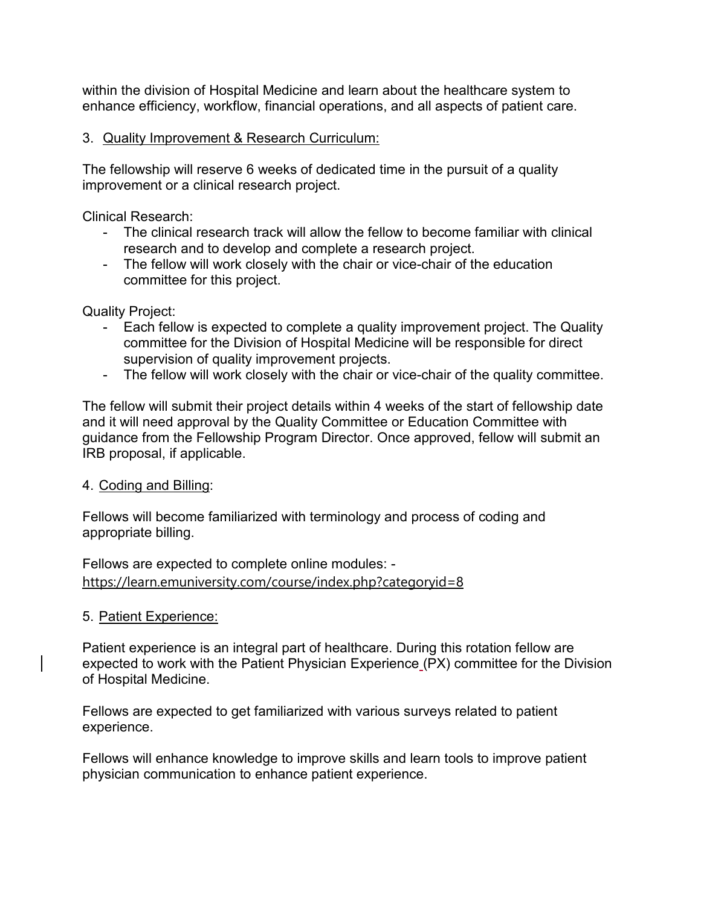within the division of Hospital Medicine and learn about the healthcare system to enhance efficiency, workflow, financial operations, and all aspects of patient care.

3. Quality Improvement & Research Curriculum:

The fellowship will reserve 6 weeks of dedicated time in the pursuit of a quality improvement or a clinical research project.

Clinical Research:

- The clinical research track will allow the fellow to become familiar with clinical research and to develop and complete a research project.
- The fellow will work closely with the chair or vice-chair of the education committee for this project.

Quality Project:

- Each fellow is expected to complete a quality improvement project. The Quality committee for the Division of Hospital Medicine will be responsible for direct supervision of quality improvement projects.
- The fellow will work closely with the chair or vice-chair of the quality committee.

The fellow will submit their project details within 4 weeks of the start of fellowship date and it will need approval by the Quality Committee or Education Committee with guidance from the Fellowship Program Director. Once approved, fellow will submit an IRB proposal, if applicable.

4. Coding and Billing:

Fellows will become familiarized with terminology and process of coding and appropriate billing.

Fellows are expected to complete online modules: - https://learn.emuniversity.com/course/index.php?categoryid=8

5. Patient Experience:

Patient experience is an integral part of healthcare. During this rotation fellow are expected to work with the Patient Physician Experience (PX) committee for the Division of Hospital Medicine.

Fellows are expected to get familiarized with various surveys related to patient experience.

Fellows will enhance knowledge to improve skills and learn tools to improve patient physician communication to enhance patient experience.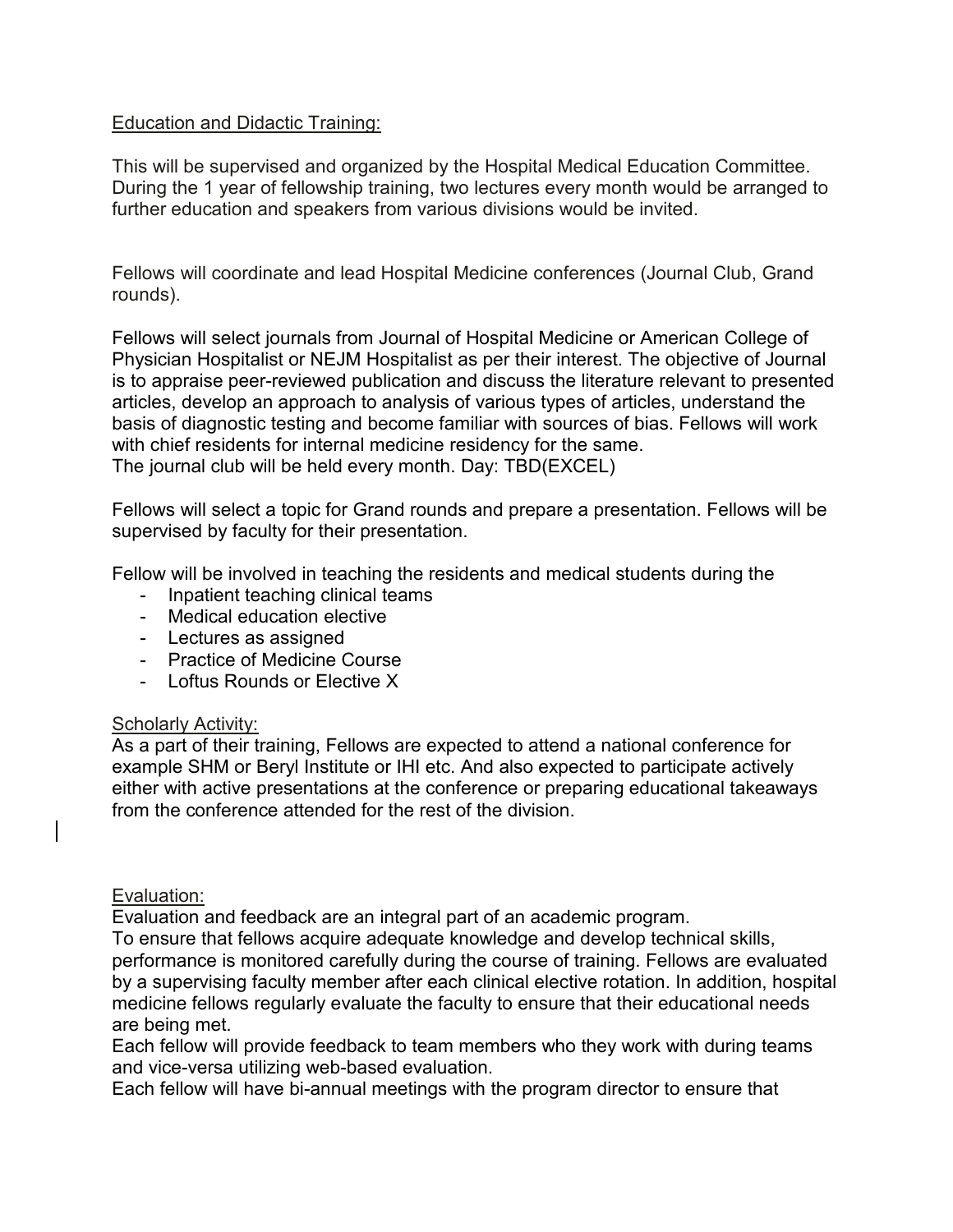## Education and Didactic Training:

This will be supervised and organized by the Hospital Medical Education Committee. During the 1 year of fellowship training, two lectures every month would be arranged to further education and speakers from various divisions would be invited.

Fellows will coordinate and lead Hospital Medicine conferences (Journal Club, Grand rounds).

Fellows will select journals from Journal of Hospital Medicine or American College of Physician Hospitalist or NEJM Hospitalist as per their interest. The objective of Journal is to appraise peer-reviewed publication and discuss the literature relevant to presented articles, develop an approach to analysis of various types of articles, understand the basis of diagnostic testing and become familiar with sources of bias. Fellows will work with chief residents for internal medicine residency for the same.
The journal club will be held every month. Day: TBD(EXCEL)

Fellows will select a topic for Grand rounds and prepare a presentation. Fellows will be supervised by faculty for their presentation.

Fellow will be involved in teaching the residents and medical students during the

- Inpatient teaching clinical teams
- Medical education elective
- Lectures as assigned
- Practice of Medicine Course
- Loftus Rounds or Elective X

## Scholarly Activity:

As a part of their training, Fellows are expected to attend a national conference for example SHM or Beryl Institute or IHI etc. And also expected to participate actively either with active presentations at the conference or preparing educational takeaways from the conference attended for the rest of the division.

## Evaluation:

Evaluation and feedback are an integral part of an academic program.
To ensure that fellows acquire adequate knowledge and develop technical skills, performance is monitored carefully during the course of training. Fellows are evaluated by a supervising faculty member after each clinical elective rotation. In addition, hospital medicine fellows regularly evaluate the faculty to ensure that their educational needs are being met.
Each fellow will provide feedback to team members who they work with during teams and vice-versa utilizing web-based evaluation.
Each fellow will have bi-annual meetings with the program director to ensure that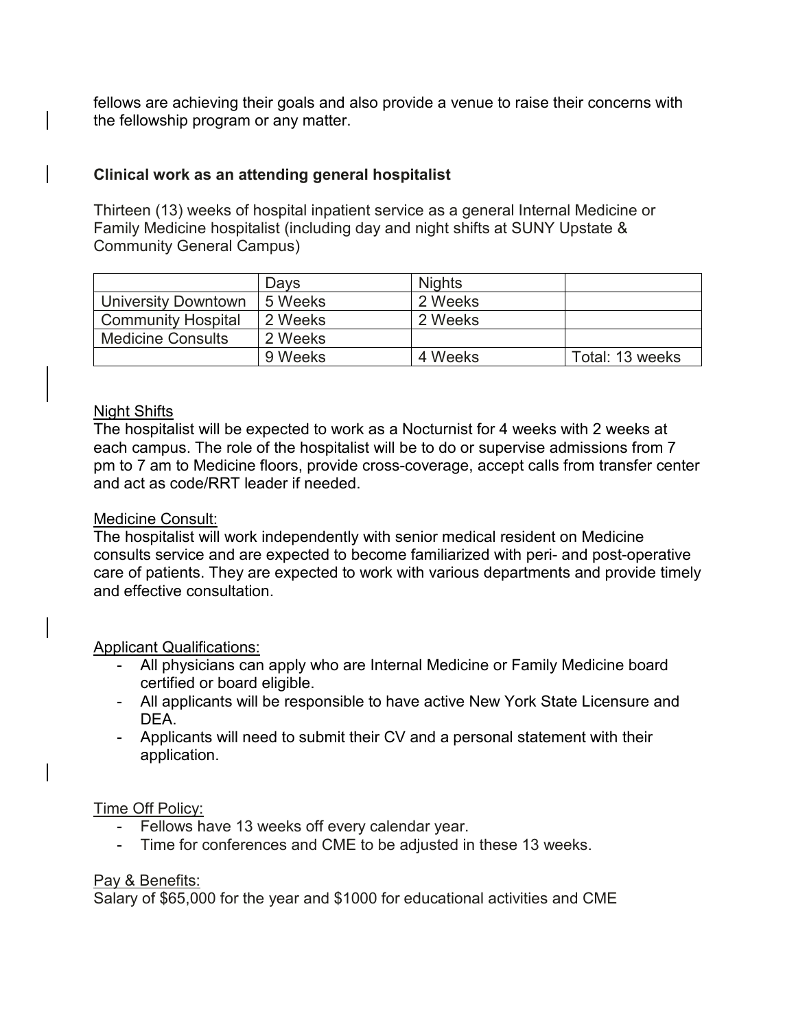fellows are achieving their goals and also provide a venue to raise their concerns with the fellowship program or any matter.

**Clinical work as an attending general hospitalist**

Thirteen (13) weeks of hospital inpatient service as a general Internal Medicine or Family Medicine hospitalist (including day and night shifts at SUNY Upstate & Community General Campus)

| | Days | Nights | |
|---|---|---|---|
| University Downtown | 5 Weeks | 2 Weeks | |
| Community Hospital | 2 Weeks | 2 Weeks | |
| Medicine Consults | 2 Weeks | | |
| | 9 Weeks | 4 Weeks | Total: 13 weeks |

<u>Night Shifts</u>
The hospitalist will be expected to work as a Nocturnist for 4 weeks with 2 weeks at each campus. The role of the hospitalist will be to do or supervise admissions from 7 pm to 7 am to Medicine floors, provide cross-coverage, accept calls from transfer center and act as code/RRT leader if needed.

<u>Medicine Consult:</u>
The hospitalist will work independently with senior medical resident on Medicine consults service and are expected to become familiarized with peri- and post-operative care of patients. They are expected to work with various departments and provide timely and effective consultation.

<u>Applicant Qualifications:</u>

- All physicians can apply who are Internal Medicine or Family Medicine board certified or board eligible.
- All applicants will be responsible to have active New York State Licensure and DEA.
- Applicants will need to submit their CV and a personal statement with their application.

<u>Time Off Policy:</u>

- Fellows have 13 weeks off every calendar year.
- Time for conferences and CME to be adjusted in these 13 weeks.

<u>Pay & Benefits:</u>
Salary of $65,000 for the year and $1000 for educational activities and CME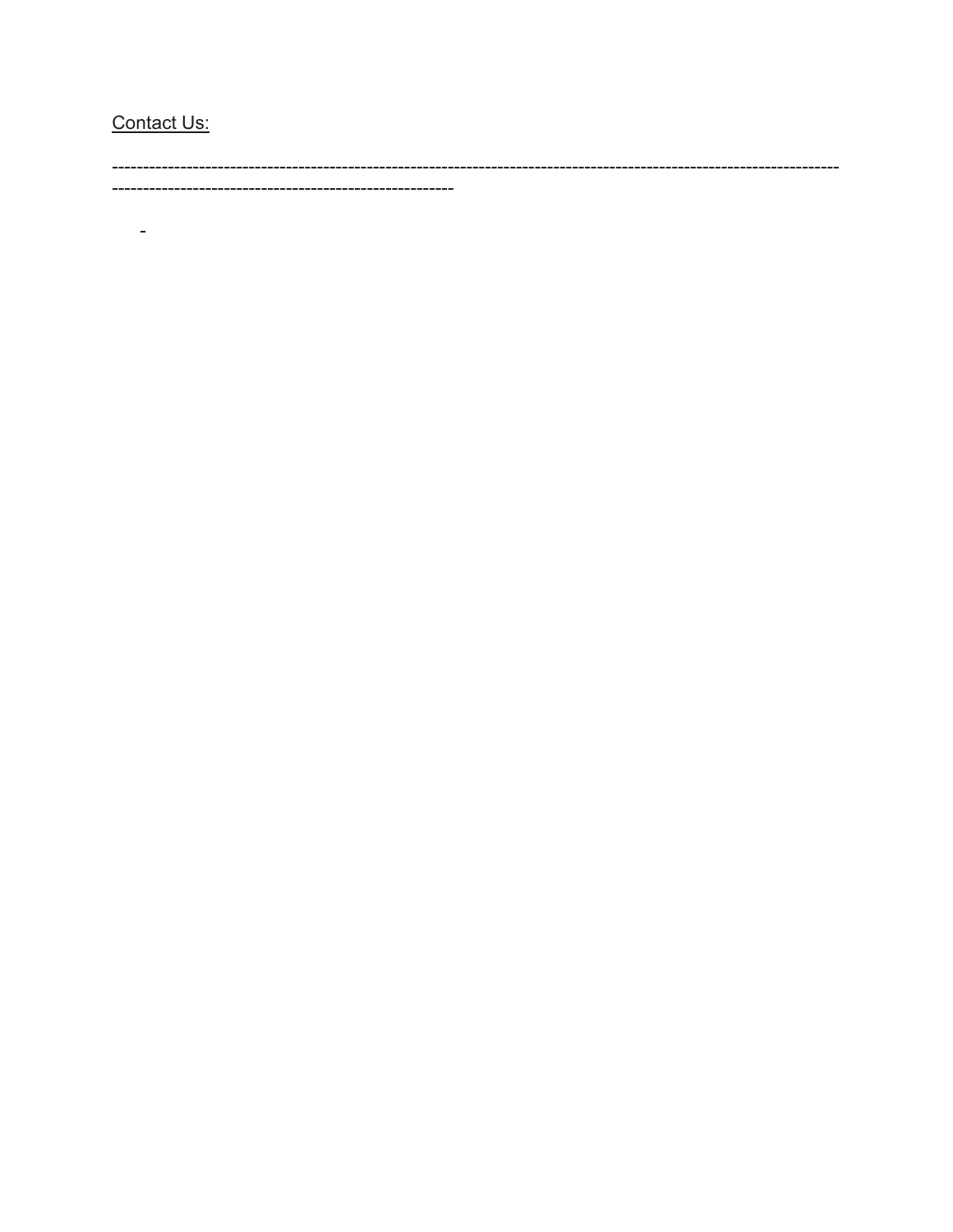Contact Us:

---

-